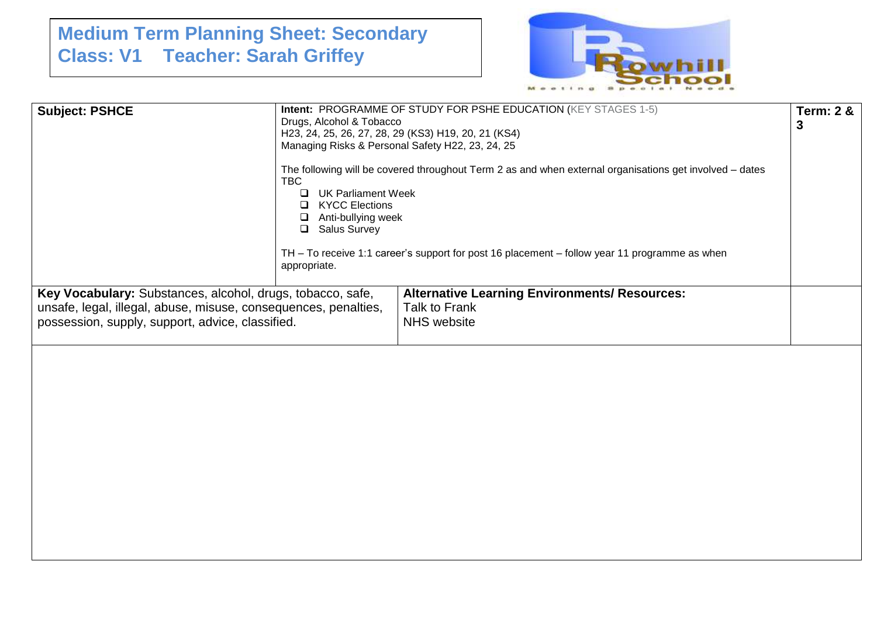# Medium Term Planning Sheet: Secondary
## Class: V1 Teacher: Sarah Griffey

| Subject: PSHCE | Intent: PROGRAMME OF STUDY FOR PSHE EDUCATION (KEY STAGES 1-5)<br>Drugs, Alcohol & Tobacco<br>H23, 24, 25, 26, 27, 28, 29 (KS3) H19, 20, 21 (KS4)<br>Managing Risks & Personal Safety H22, 23, 24, 25<br><br>The following will be covered throughout Term 2 as and when external organisations get involved – dates TBC<br>❑ UK Parliament Week<br>❑ KYCC Elections<br>❑ Anti-bullying week<br>❑ Salus Survey<br><br>TH – To receive 1:1 career's support for post 16 placement – follow year 11 programme as when appropriate. | Term: 2 & 3 |
|---|---|---|
| **Key Vocabulary:** Substances, alcohol, drugs, tobacco, safe, unsafe, legal, illegal, abuse, misuse, consequences, penalties, possession, supply, support, advice, classified. | **Alternative Learning Environments/ Resources:**<br>Talk to Frank<br>NHS website | |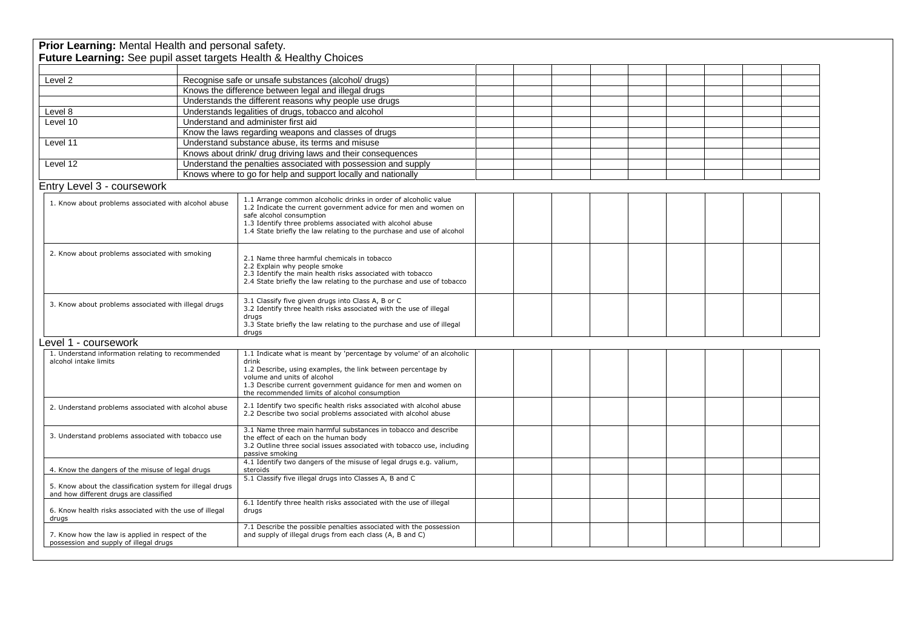**Prior Learning:** Mental Health and personal safety.
**Future Learning:** See pupil asset targets Health & Healthy Choices

| | | | | | | | | | | |
|---|---|---|---|---|---|---|---|---|---|---|
| Level 2 | Recognise safe or unsafe substances (alcohol/ drugs) | | | | | | | | | |
| | Knows the difference between legal and illegal drugs | | | | | | | | | |
| | Understands the different reasons why people use drugs | | | | | | | | | |
| Level 8 | Understands legalities of drugs, tobacco and alcohol | | | | | | | | | |
| Level 10 | Understand and administer first aid | | | | | | | | | |
| | Know the laws regarding weapons and classes of drugs | | | | | | | | | |
| Level 11 | Understand substance abuse, its terms and misuse | | | | | | | | | |
| | Knows about drink/ drug driving laws and their consequences | | | | | | | | | |
| Level 12 | Understand the penalties associated with possession and supply | | | | | | | | | |
| | Knows where to go for help and support locally and nationally | | | | | | | | | |

## Entry Level 3 - coursework

| | | | | | | | | | | |
|---|---|---|---|---|---|---|---|---|---|---|
| 1. Know about problems associated with alcohol abuse | 1.1 Arrange common alcoholic drinks in order of alcoholic value<br>1.2 Indicate the current government advice for men and women on safe alcohol consumption<br>1.3 Identify three problems associated with alcohol abuse<br>1.4 State briefly the law relating to the purchase and use of alcohol | | | | | | | | | |
| 2. Know about problems associated with smoking | 2.1 Name three harmful chemicals in tobacco<br>2.2 Explain why people smoke<br>2.3 Identify the main health risks associated with tobacco<br>2.4 State briefly the law relating to the purchase and use of tobacco | | | | | | | | | |
| 3. Know about problems associated with illegal drugs | 3.1 Classify five given drugs into Class A, B or C<br>3.2 Identify three health risks associated with the use of illegal drugs<br>3.3 State briefly the law relating to the purchase and use of illegal drugs | | | | | | | | | |

## Level 1 - coursework

| | | | | | | | | | | |
|---|---|---|---|---|---|---|---|---|---|---|
| 1. Understand information relating to recommended alcohol intake limits | 1.1 Indicate what is meant by 'percentage by volume' of an alcoholic drink<br>1.2 Describe, using examples, the link between percentage by volume and units of alcohol<br>1.3 Describe current government guidance for men and women on the recommended limits of alcohol consumption | | | | | | | | | |
| 2. Understand problems associated with alcohol abuse | 2.1 Identify two specific health risks associated with alcohol abuse<br>2.2 Describe two social problems associated with alcohol abuse | | | | | | | | | |
| 3. Understand problems associated with tobacco use | 3.1 Name three main harmful substances in tobacco and describe the effect of each on the human body<br>3.2 Outline three social issues associated with tobacco use, including passive smoking | | | | | | | | | |
| 4. Know the dangers of the misuse of legal drugs | 4.1 Identify two dangers of the misuse of legal drugs e.g. valium, steroids | | | | | | | | | |
| 5. Know about the classification system for illegal drugs and how different drugs are classified | 5.1 Classify five illegal drugs into Classes A, B and C | | | | | | | | | |
| 6. Know health risks associated with the use of illegal drugs | 6.1 Identify three health risks associated with the use of illegal drugs | | | | | | | | | |
| 7. Know how the law is applied in respect of the possession and supply of illegal drugs | 7.1 Describe the possible penalties associated with the possession and supply of illegal drugs from each class (A, B and C) | | | | | | | | | |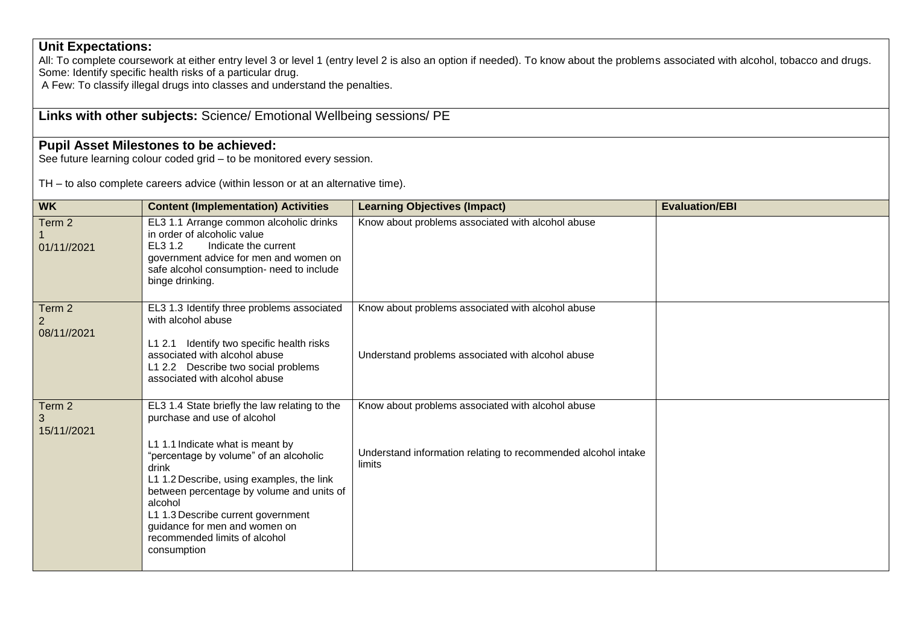**Unit Expectations:**
All: To complete coursework at either entry level 3 or level 1 (entry level 2 is also an option if needed). To know about the problems associated with alcohol, tobacco and drugs.
Some: Identify specific health risks of a particular drug.
A Few: To classify illegal drugs into classes and understand the penalties.

**Links with other subjects:** Science/ Emotional Wellbeing sessions/ PE

**Pupil Asset Milestones to be achieved:**
See future learning colour coded grid – to be monitored every session.

TH – to also complete careers advice (within lesson or at an alternative time).

| WK | Content (Implementation) Activities | Learning Objectives (Impact) | Evaluation/EBI |
|---|---|---|---|
| Term 2<br>1<br>01/11//2021 | EL3 1.1 Arrange common alcoholic drinks in order of alcoholic value<br>EL3 1.2 Indicate the current government advice for men and women on safe alcohol consumption- need to include binge drinking. | Know about problems associated with alcohol abuse | |
| Term 2<br>2<br>08/11//2021 | EL3 1.3 Identify three problems associated with alcohol abuse<br><br>L1 2.1 Identify two specific health risks associated with alcohol abuse<br>L1 2.2 Describe two social problems associated with alcohol abuse | Know about problems associated with alcohol abuse<br><br>Understand problems associated with alcohol abuse | |
| Term 2<br>3<br>15/11//2021 | EL3 1.4 State briefly the law relating to the purchase and use of alcohol<br><br>L1 1.1 Indicate what is meant by "percentage by volume" of an alcoholic drink<br>L1 1.2 Describe, using examples, the link between percentage by volume and units of alcohol<br>L1 1.3 Describe current government guidance for men and women on recommended limits of alcohol consumption | Know about problems associated with alcohol abuse<br><br>Understand information relating to recommended alcohol intake limits | |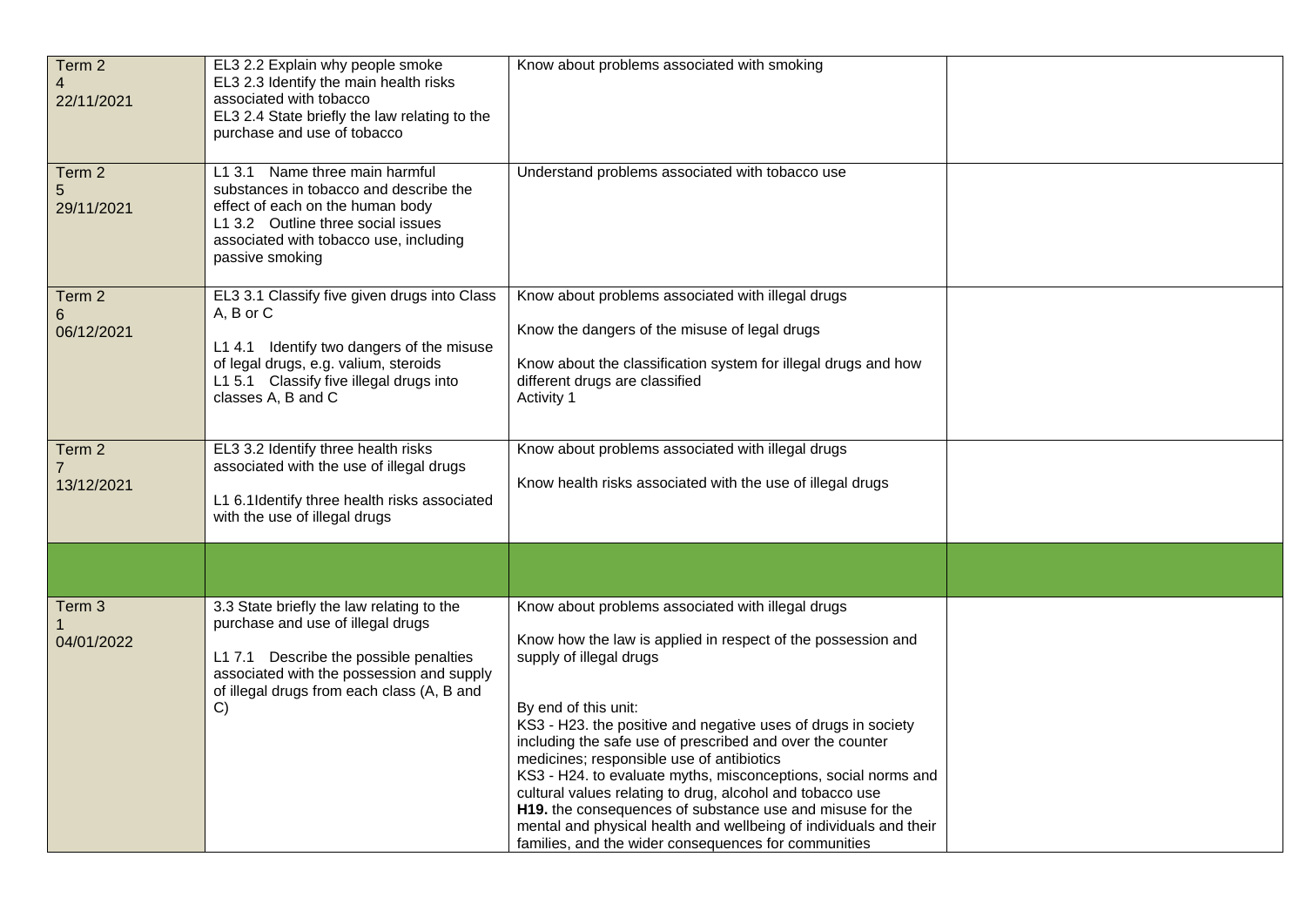| | | | |
|---|---|---|---|
| Term 2<br>4<br>22/11/2021 | EL3 2.2 Explain why people smoke<br>EL3 2.3 Identify the main health risks associated with tobacco<br>EL3 2.4 State briefly the law relating to the purchase and use of tobacco | Know about problems associated with smoking | |
| Term 2<br>5<br>29/11/2021 | L1 3.1 Name three main harmful substances in tobacco and describe the effect of each on the human body<br>L1 3.2 Outline three social issues associated with tobacco use, including passive smoking | Understand problems associated with tobacco use | |
| Term 2<br>6<br>06/12/2021 | EL3 3.1 Classify five given drugs into Class A, B or C<br><br>L1 4.1 Identify two dangers of the misuse of legal drugs, e.g. valium, steroids<br>L1 5.1 Classify five illegal drugs into classes A, B and C | Know about problems associated with illegal drugs<br><br>Know the dangers of the misuse of legal drugs<br><br>Know about the classification system for illegal drugs and how different drugs are classified<br>Activity 1 | |
| Term 2<br>7<br>13/12/2021 | EL3 3.2 Identify three health risks associated with the use of illegal drugs<br><br>L1 6.1Identify three health risks associated with the use of illegal drugs | Know about problems associated with illegal drugs<br><br>Know health risks associated with the use of illegal drugs | |
| | | | |
| Term 3<br>1<br>04/01/2022 | 3.3 State briefly the law relating to the purchase and use of illegal drugs<br><br>L1 7.1 Describe the possible penalties associated with the possession and supply of illegal drugs from each class (A, B and C) | Know about problems associated with illegal drugs<br><br>Know how the law is applied in respect of the possession and supply of illegal drugs<br><br>By end of this unit:<br>KS3 - H23. the positive and negative uses of drugs in society including the safe use of prescribed and over the counter medicines; responsible use of antibiotics<br>KS3 - H24. to evaluate myths, misconceptions, social norms and cultural values relating to drug, alcohol and tobacco use<br>**H19.** the consequences of substance use and misuse for the mental and physical health and wellbeing of individuals and their families, and the wider consequences for communities | |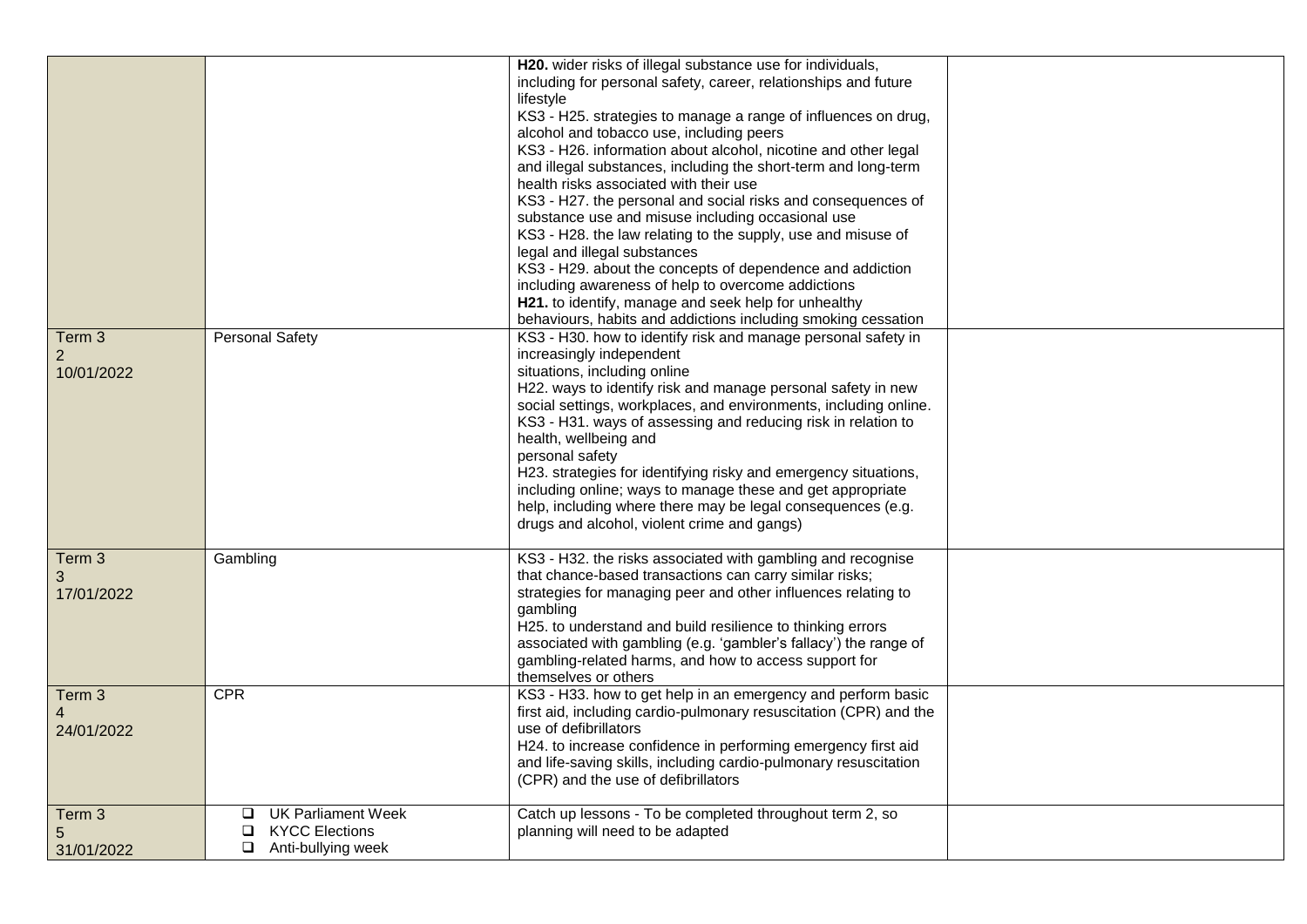| | | | |
|---|---|---|---|
| | | **H20.** wider risks of illegal substance use for individuals, including for personal safety, career, relationships and future lifestyle<br>KS3 - H25. strategies to manage a range of influences on drug, alcohol and tobacco use, including peers<br>KS3 - H26. information about alcohol, nicotine and other legal and illegal substances, including the short-term and long-term health risks associated with their use<br>KS3 - H27. the personal and social risks and consequences of substance use and misuse including occasional use<br>KS3 - H28. the law relating to the supply, use and misuse of legal and illegal substances<br>KS3 - H29. about the concepts of dependence and addiction including awareness of help to overcome addictions<br>**H21.** to identify, manage and seek help for unhealthy behaviours, habits and addictions including smoking cessation | |
| Term 3<br>2<br>10/01/2022 | Personal Safety | KS3 - H30. how to identify risk and manage personal safety in increasingly independent<br>situations, including online<br>H22. ways to identify risk and manage personal safety in new social settings, workplaces, and environments, including online.<br>KS3 - H31. ways of assessing and reducing risk in relation to health, wellbeing and<br>personal safety<br>H23. strategies for identifying risky and emergency situations, including online; ways to manage these and get appropriate help, including where there may be legal consequences (e.g. drugs and alcohol, violent crime and gangs) | |
| Term 3<br>3<br>17/01/2022 | Gambling | KS3 - H32. the risks associated with gambling and recognise that chance-based transactions can carry similar risks; strategies for managing peer and other influences relating to gambling<br>H25. to understand and build resilience to thinking errors associated with gambling (e.g. 'gambler's fallacy') the range of gambling-related harms, and how to access support for themselves or others | |
| Term 3<br>4<br>24/01/2022 | CPR | KS3 - H33. how to get help in an emergency and perform basic first aid, including cardio-pulmonary resuscitation (CPR) and the use of defibrillators<br>H24. to increase confidence in performing emergency first aid and life-saving skills, including cardio-pulmonary resuscitation (CPR) and the use of defibrillators | |
| Term 3<br>5<br>31/01/2022 | ❑ UK Parliament Week<br>❑ KYCC Elections<br>❑ Anti-bullying week | Catch up lessons - To be completed throughout term 2, so planning will need to be adapted | |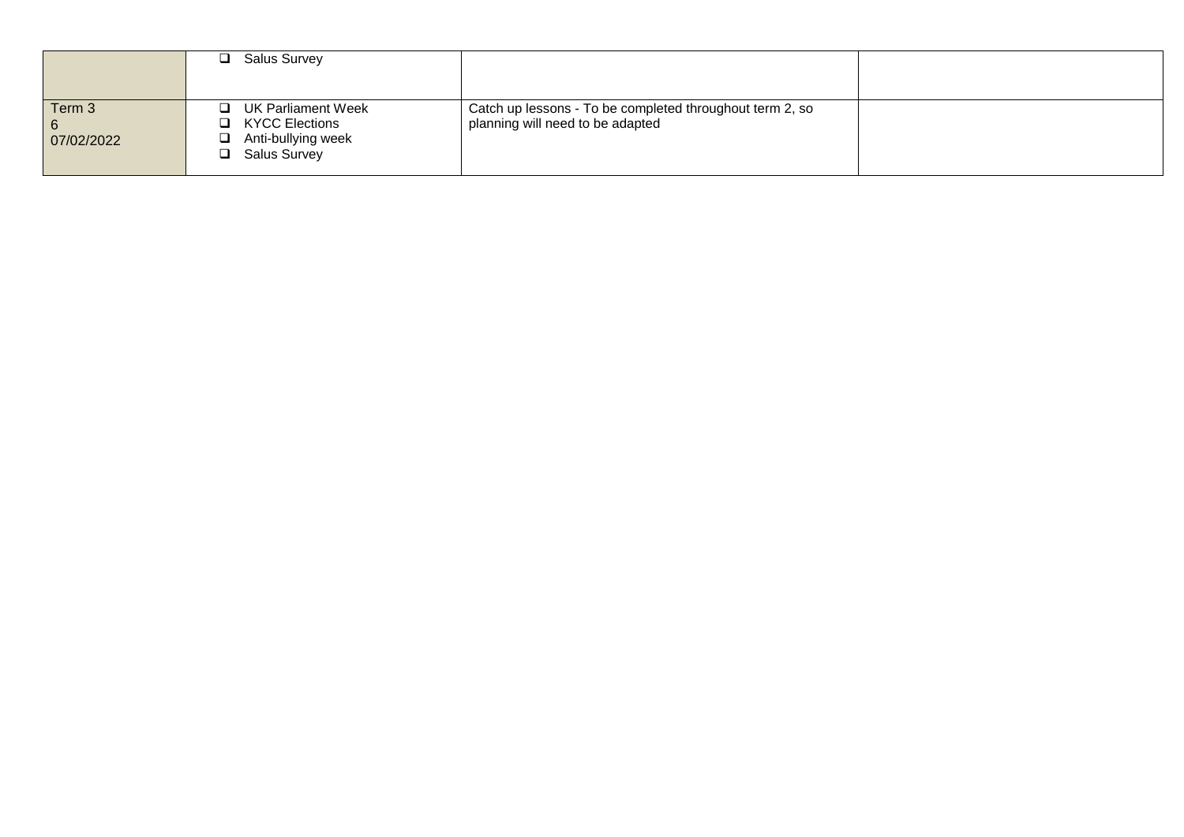| | | | |
|---|---|---|---|
| | ❑ Salus Survey | | |
| Term 3<br>6<br>07/02/2022 | ❑ UK Parliament Week<br>❑ KYCC Elections<br>❑ Anti-bullying week<br>❑ Salus Survey | Catch up lessons - To be completed throughout term 2, so planning will need to be adapted | |